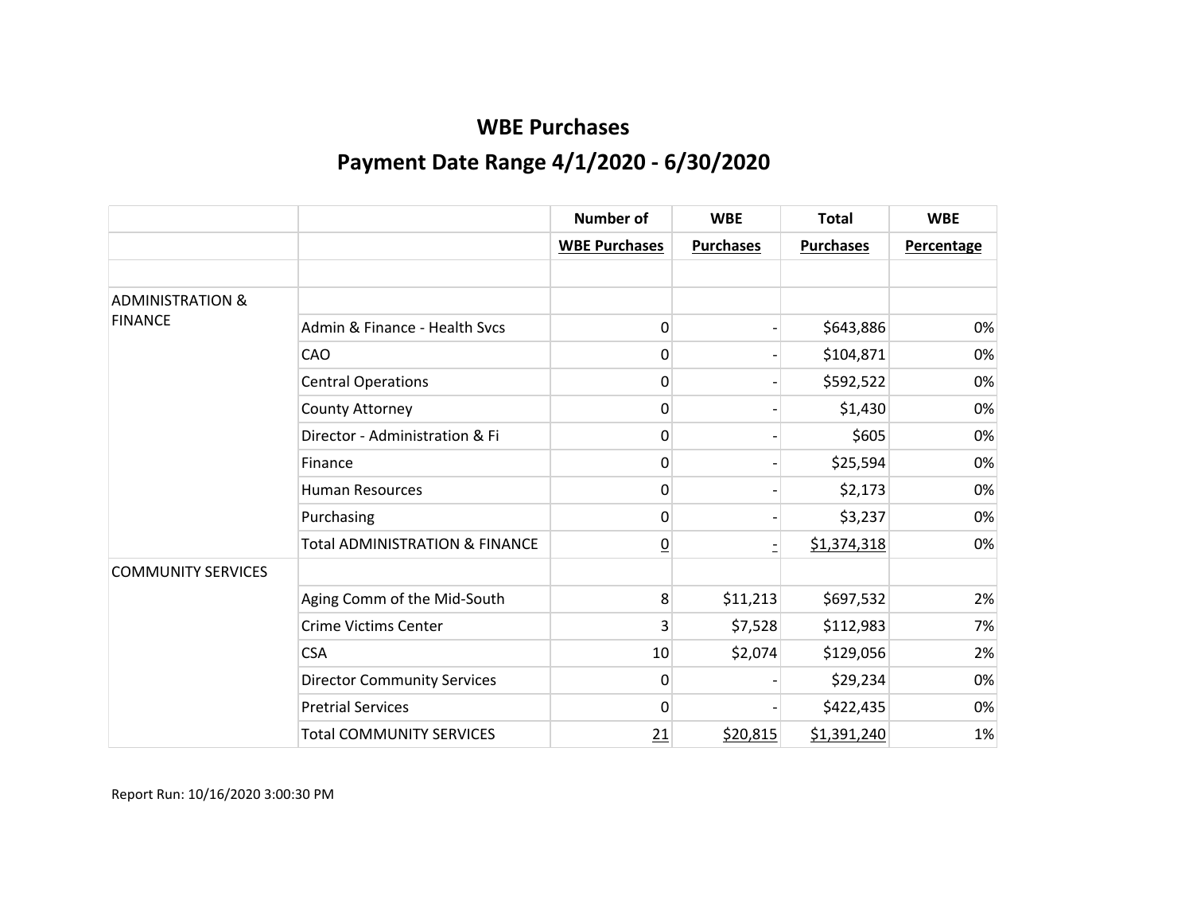# WBE Purchases

## Payment Date Range 4/1/2020 - 6/30/2020

| | | Number of | WBE | Total | WBE |
|---|---|---|---|---|---|
| | | WBE Purchases | Purchases | Purchases | Percentage |
| | | | | | |
| ADMINISTRATION & FINANCE | | | | | |
| | Admin & Finance - Health Svcs | 0 | - | $643,886 | 0% |
| | CAO | 0 | - | $104,871 | 0% |
| | Central Operations | 0 | - | $592,522 | 0% |
| | County Attorney | 0 | - | $1,430 | 0% |
| | Director - Administration & Fi | 0 | - | $605 | 0% |
| | Finance | 0 | - | $25,594 | 0% |
| | Human Resources | 0 | - | $2,173 | 0% |
| | Purchasing | 0 | - | $3,237 | 0% |
| | Total ADMINISTRATION & FINANCE | 0 | - | $1,374,318 | 0% |
| COMMUNITY SERVICES | | | | | |
| | Aging Comm of the Mid-South | 8 | $11,213 | $697,532 | 2% |
| | Crime Victims Center | 3 | $7,528 | $112,983 | 7% |
| | CSA | 10 | $2,074 | $129,056 | 2% |
| | Director Community Services | 0 | - | $29,234 | 0% |
| | Pretrial Services | 0 | - | $422,435 | 0% |
| | Total COMMUNITY SERVICES | 21 | $20,815 | $1,391,240 | 1% |

Report Run: 10/16/2020 3:00:30 PM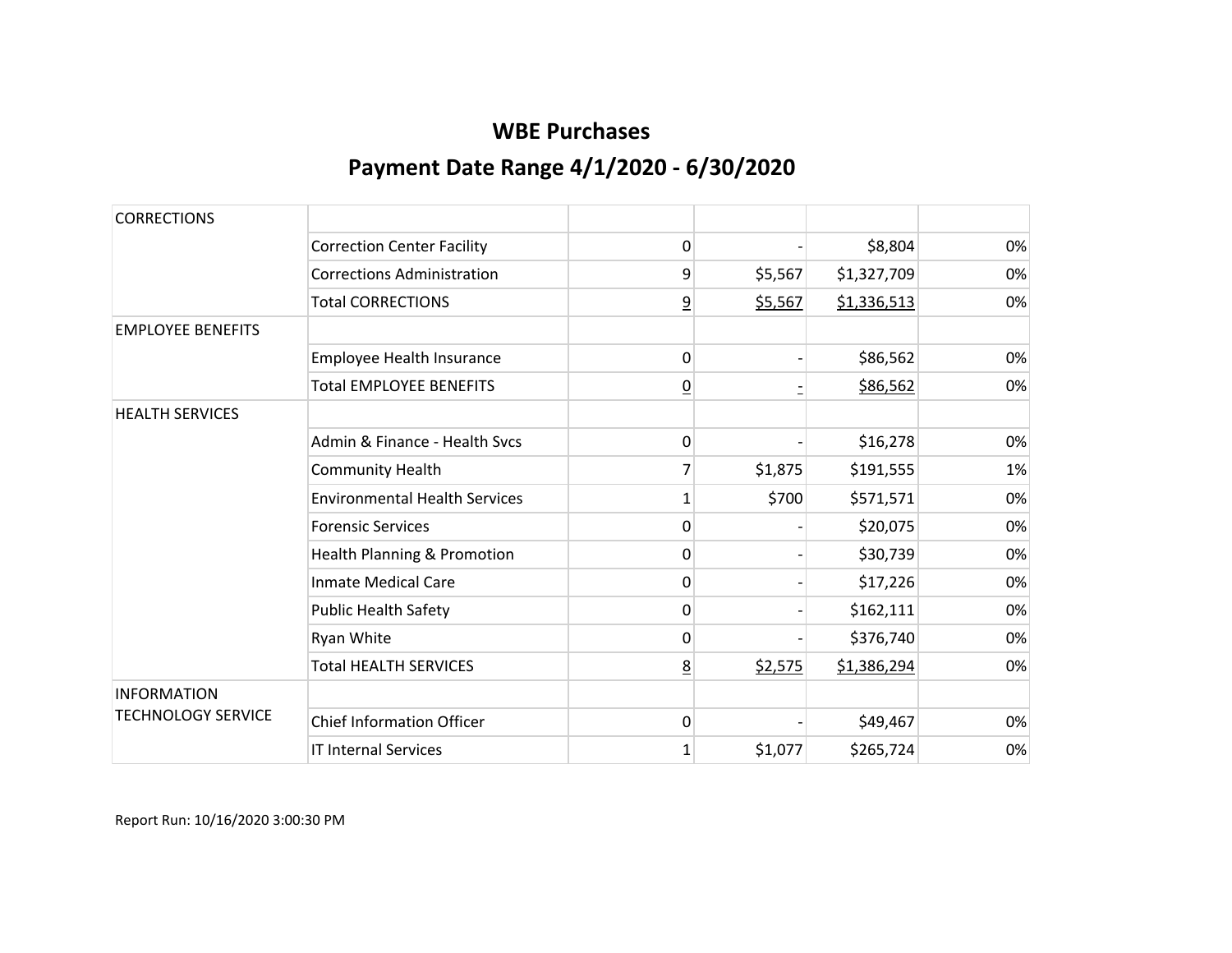# WBE Purchases

## Payment Date Range 4/1/2020 - 6/30/2020

| | | | | | |
|---|---|---|---|---|---|
| CORRECTIONS | | | | | |
| | Correction Center Facility | 0 | - | $8,804 | 0% |
| | Corrections Administration | 9 | $5,567 | $1,327,709 | 0% |
| | Total CORRECTIONS | 9 | $5,567 | $1,336,513 | 0% |
| EMPLOYEE BENEFITS | | | | | |
| | Employee Health Insurance | 0 | - | $86,562 | 0% |
| | Total EMPLOYEE BENEFITS | 0 | - | $86,562 | 0% |
| HEALTH SERVICES | | | | | |
| | Admin & Finance - Health Svcs | 0 | - | $16,278 | 0% |
| | Community Health | 7 | $1,875 | $191,555 | 1% |
| | Environmental Health Services | 1 | $700 | $571,571 | 0% |
| | Forensic Services | 0 | - | $20,075 | 0% |
| | Health Planning & Promotion | 0 | - | $30,739 | 0% |
| | Inmate Medical Care | 0 | - | $17,226 | 0% |
| | Public Health Safety | 0 | - | $162,111 | 0% |
| | Ryan White | 0 | - | $376,740 | 0% |
| | Total HEALTH SERVICES | 8 | $2,575 | $1,386,294 | 0% |
| INFORMATION TECHNOLOGY SERVICE | | | | | |
| | Chief Information Officer | 0 | - | $49,467 | 0% |
| | IT Internal Services | 1 | $1,077 | $265,724 | 0% |

Report Run: 10/16/2020 3:00:30 PM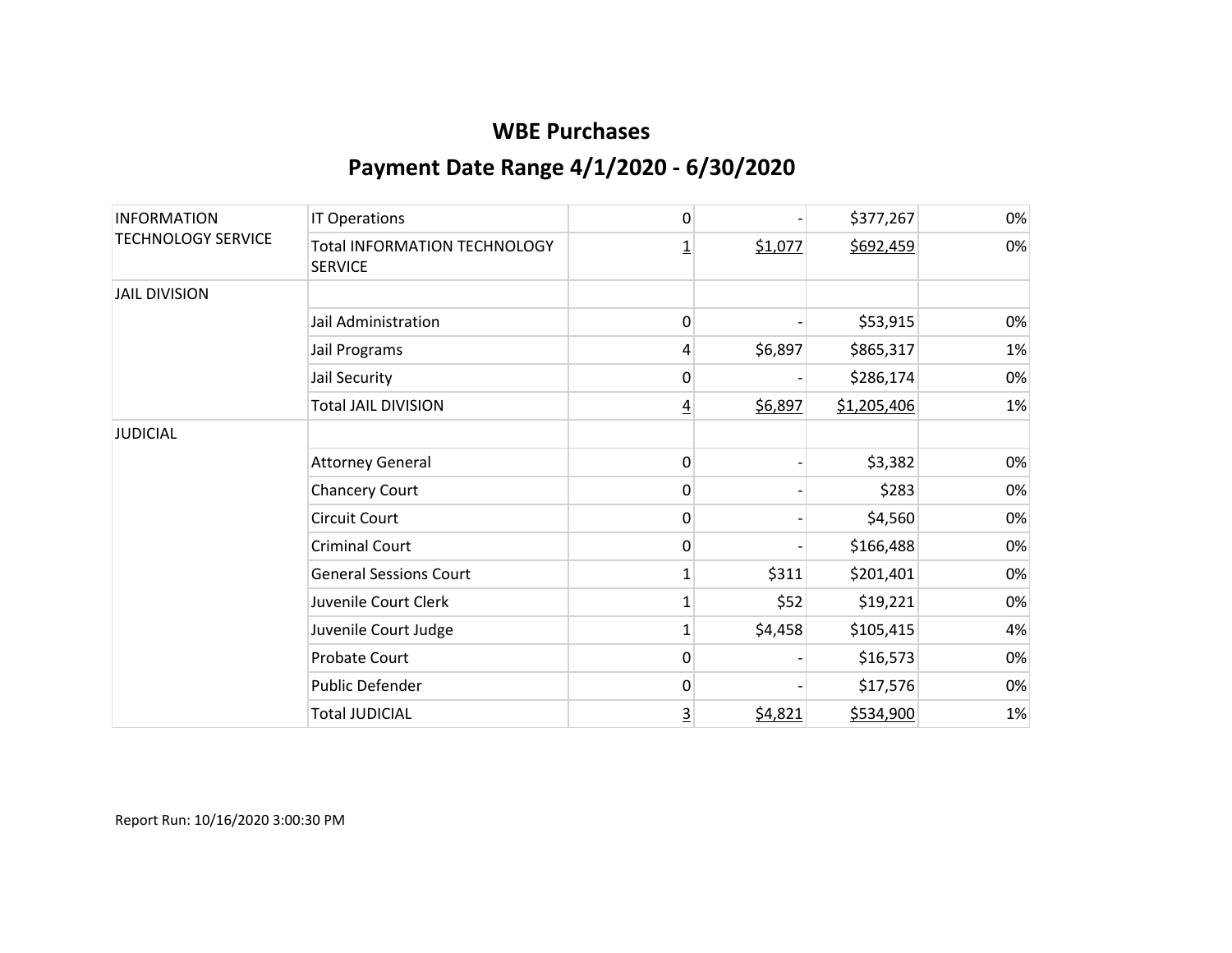# WBE Purchases

## Payment Date Range 4/1/2020 - 6/30/2020

| | | | | | |
|---|---|---|---|---|---|
| INFORMATION TECHNOLOGY SERVICE | IT Operations | 0 | - | $377,267 | 0% |
| | Total INFORMATION TECHNOLOGY SERVICE | 1 | $1,077 | $692,459 | 0% |
| JAIL DIVISION | | | | | |
| | Jail Administration | 0 | - | $53,915 | 0% |
| | Jail Programs | 4 | $6,897 | $865,317 | 1% |
| | Jail Security | 0 | - | $286,174 | 0% |
| | Total JAIL DIVISION | 4 | $6,897 | $1,205,406 | 1% |
| JUDICIAL | | | | | |
| | Attorney General | 0 | - | $3,382 | 0% |
| | Chancery Court | 0 | - | $283 | 0% |
| | Circuit Court | 0 | - | $4,560 | 0% |
| | Criminal Court | 0 | - | $166,488 | 0% |
| | General Sessions Court | 1 | $311 | $201,401 | 0% |
| | Juvenile Court Clerk | 1 | $52 | $19,221 | 0% |
| | Juvenile Court Judge | 1 | $4,458 | $105,415 | 4% |
| | Probate Court | 0 | - | $16,573 | 0% |
| | Public Defender | 0 | - | $17,576 | 0% |
| | Total JUDICIAL | 3 | $4,821 | $534,900 | 1% |

Report Run: 10/16/2020 3:00:30 PM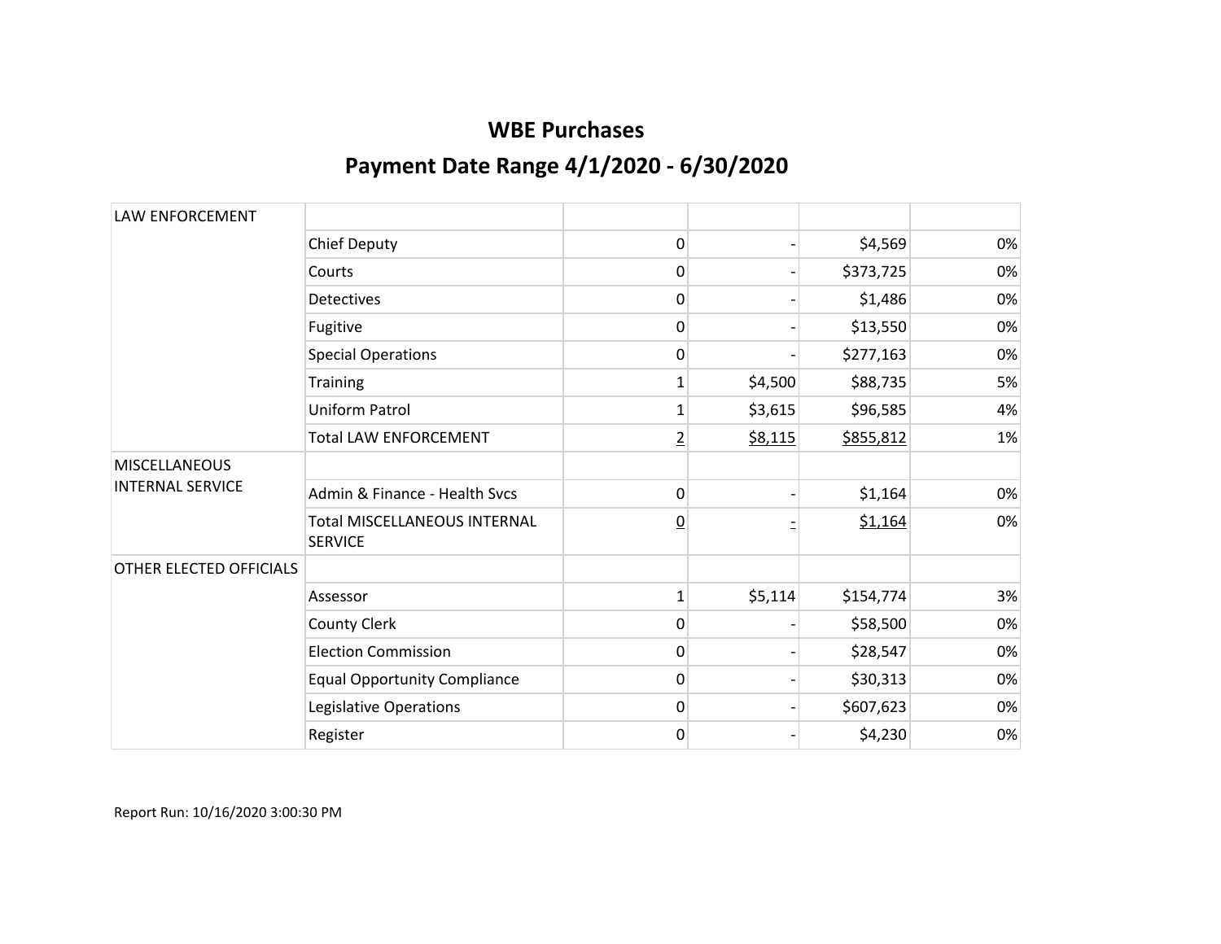# WBE Purchases

## Payment Date Range 4/1/2020 - 6/30/2020

| | | | | | |
|---|---|---|---|---|---|
| LAW ENFORCEMENT | | | | | |
| | Chief Deputy | 0 | - | $4,569 | 0% |
| | Courts | 0 | - | $373,725 | 0% |
| | Detectives | 0 | - | $1,486 | 0% |
| | Fugitive | 0 | - | $13,550 | 0% |
| | Special Operations | 0 | - | $277,163 | 0% |
| | Training | 1 | $4,500 | $88,735 | 5% |
| | Uniform Patrol | 1 | $3,615 | $96,585 | 4% |
| | Total LAW ENFORCEMENT | 2 | $8,115 | $855,812 | 1% |
| MISCELLANEOUS INTERNAL SERVICE | | | | | |
| | Admin & Finance - Health Svcs | 0 | - | $1,164 | 0% |
| | Total MISCELLANEOUS INTERNAL SERVICE | 0 | - | $1,164 | 0% |
| OTHER ELECTED OFFICIALS | | | | | |
| | Assessor | 1 | $5,114 | $154,774 | 3% |
| | County Clerk | 0 | - | $58,500 | 0% |
| | Election Commission | 0 | - | $28,547 | 0% |
| | Equal Opportunity Compliance | 0 | - | $30,313 | 0% |
| | Legislative Operations | 0 | - | $607,623 | 0% |
| | Register | 0 | - | $4,230 | 0% |

Report Run: 10/16/2020 3:00:30 PM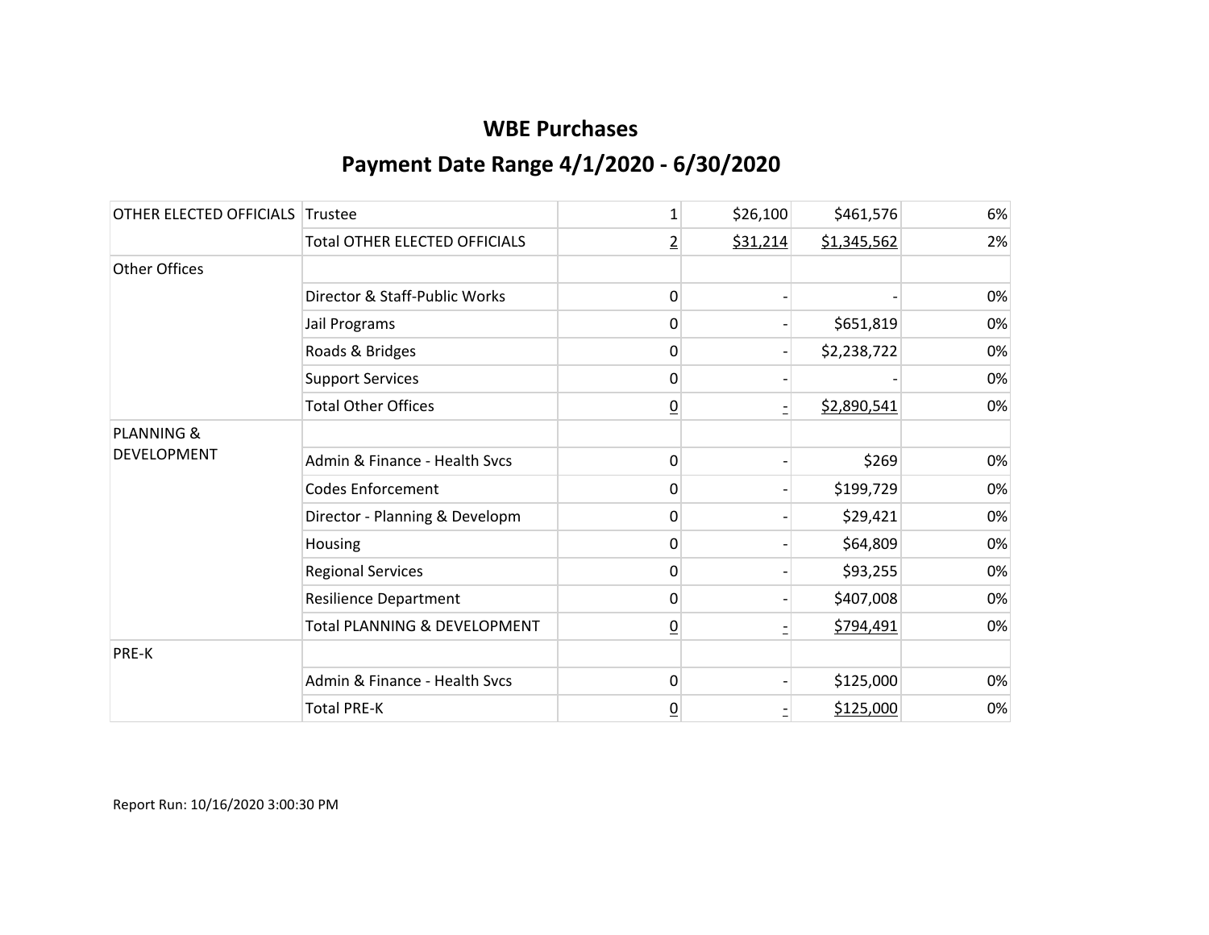# WBE Purchases

## Payment Date Range 4/1/2020 - 6/30/2020

| | | | | | |
|---|---|---|---|---|---|
| OTHER ELECTED OFFICIALS | Trustee | 1 | $26,100 | $461,576 | 6% |
| | Total OTHER ELECTED OFFICIALS | 2 | $31,214 | $1,345,562 | 2% |
| Other Offices | | | | | |
| | Director & Staff-Public Works | 0 | - | - | 0% |
| | Jail Programs | 0 | - | $651,819 | 0% |
| | Roads & Bridges | 0 | - | $2,238,722 | 0% |
| | Support Services | 0 | - | - | 0% |
| | Total Other Offices | 0 | - | $2,890,541 | 0% |
| PLANNING & DEVELOPMENT | | | | | |
| | Admin & Finance - Health Svcs | 0 | - | $269 | 0% |
| | Codes Enforcement | 0 | - | $199,729 | 0% |
| | Director - Planning & Developm | 0 | - | $29,421 | 0% |
| | Housing | 0 | - | $64,809 | 0% |
| | Regional Services | 0 | - | $93,255 | 0% |
| | Resilience Department | 0 | - | $407,008 | 0% |
| | Total PLANNING & DEVELOPMENT | 0 | - | $794,491 | 0% |
| PRE-K | | | | | |
| | Admin & Finance - Health Svcs | 0 | - | $125,000 | 0% |
| | Total PRE-K | 0 | - | $125,000 | 0% |

Report Run: 10/16/2020 3:00:30 PM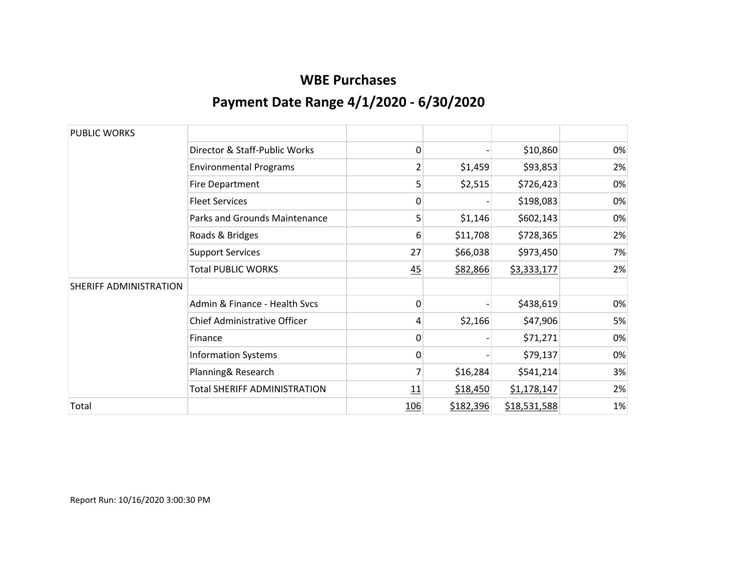## WBE Purchases

## Payment Date Range 4/1/2020 - 6/30/2020

| | | | | | |
|---|---|---|---|---|---|
| PUBLIC WORKS | | | | | |
| | Director & Staff-Public Works | 0 | - | $10,860 | 0% |
| | Environmental Programs | 2 | $1,459 | $93,853 | 2% |
| | Fire Department | 5 | $2,515 | $726,423 | 0% |
| | Fleet Services | 0 | - | $198,083 | 0% |
| | Parks and Grounds Maintenance | 5 | $1,146 | $602,143 | 0% |
| | Roads & Bridges | 6 | $11,708 | $728,365 | 2% |
| | Support Services | 27 | $66,038 | $973,450 | 7% |
| | Total PUBLIC WORKS | 45 | $82,866 | $3,333,177 | 2% |
| SHERIFF ADMINISTRATION | | | | | |
| | Admin & Finance - Health Svcs | 0 | - | $438,619 | 0% |
| | Chief Administrative Officer | 4 | $2,166 | $47,906 | 5% |
| | Finance | 0 | - | $71,271 | 0% |
| | Information Systems | 0 | - | $79,137 | 0% |
| | Planning& Research | 7 | $16,284 | $541,214 | 3% |
| | Total SHERIFF ADMINISTRATION | 11 | $18,450 | $1,178,147 | 2% |
| Total | | 106 | $182,396 | $18,531,588 | 1% |

Report Run: 10/16/2020 3:00:30 PM